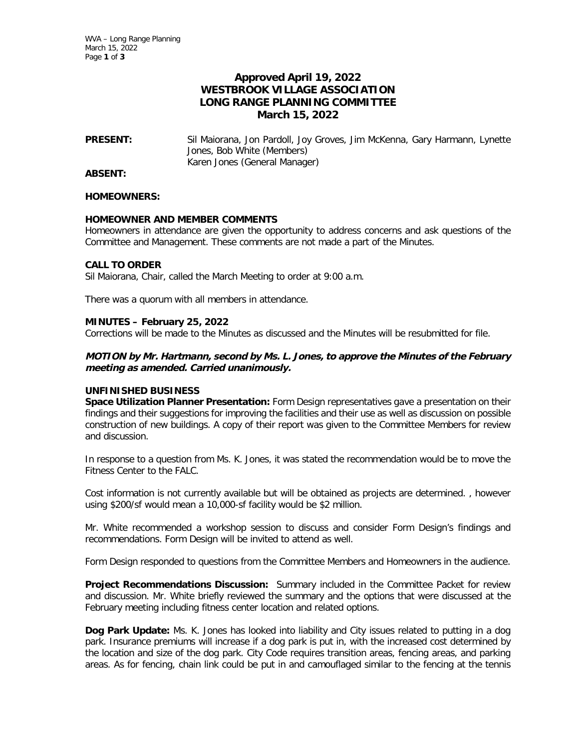# Approved April 19, 2022
# WESTBROOK VILLAGE ASSOCIATION
# LONG RANGE PLANNING COMMITTEE
# March 15, 2022

**PRESENT:** Sil Maiorana, Jon Pardoll, Joy Groves, Jim McKenna, Gary Harmann, Lynette Jones, Bob White (Members)
Karen Jones (General Manager)

**ABSENT:**

**HOMEOWNERS:**

**HOMEOWNER AND MEMBER COMMENTS**

Homeowners in attendance are given the opportunity to address concerns and ask questions of the Committee and Management. These comments are not made a part of the Minutes.

**CALL TO ORDER**

Sil Maiorana, Chair, called the March Meeting to order at 9:00 a.m.

There was a quorum with all members in attendance.

**MINUTES – February 25, 2022**

Corrections will be made to the Minutes as discussed and the Minutes will be resubmitted for file.

***MOTION by Mr. Hartmann, second by Ms. L. Jones, to approve the Minutes of the February meeting as amended. Carried unanimously.***

**UNFINISHED BUSINESS**

**Space Utilization Planner Presentation:** Form Design representatives gave a presentation on their findings and their suggestions for improving the facilities and their use as well as discussion on possible construction of new buildings. A copy of their report was given to the Committee Members for review and discussion.

In response to a question from Ms. K. Jones, it was stated the recommendation would be to move the Fitness Center to the FALC.

Cost information is not currently available but will be obtained as projects are determined. , however using $200/sf would mean a 10,000-sf facility would be $2 million.

Mr. White recommended a workshop session to discuss and consider Form Design's findings and recommendations. Form Design will be invited to attend as well.

Form Design responded to questions from the Committee Members and Homeowners in the audience.

**Project Recommendations Discussion:** Summary included in the Committee Packet for review and discussion. Mr. White briefly reviewed the summary and the options that were discussed at the February meeting including fitness center location and related options.

**Dog Park Update:** Ms. K. Jones has looked into liability and City issues related to putting in a dog park. Insurance premiums will increase if a dog park is put in, with the increased cost determined by the location and size of the dog park. City Code requires transition areas, fencing areas, and parking areas. As for fencing, chain link could be put in and camouflaged similar to the fencing at the tennis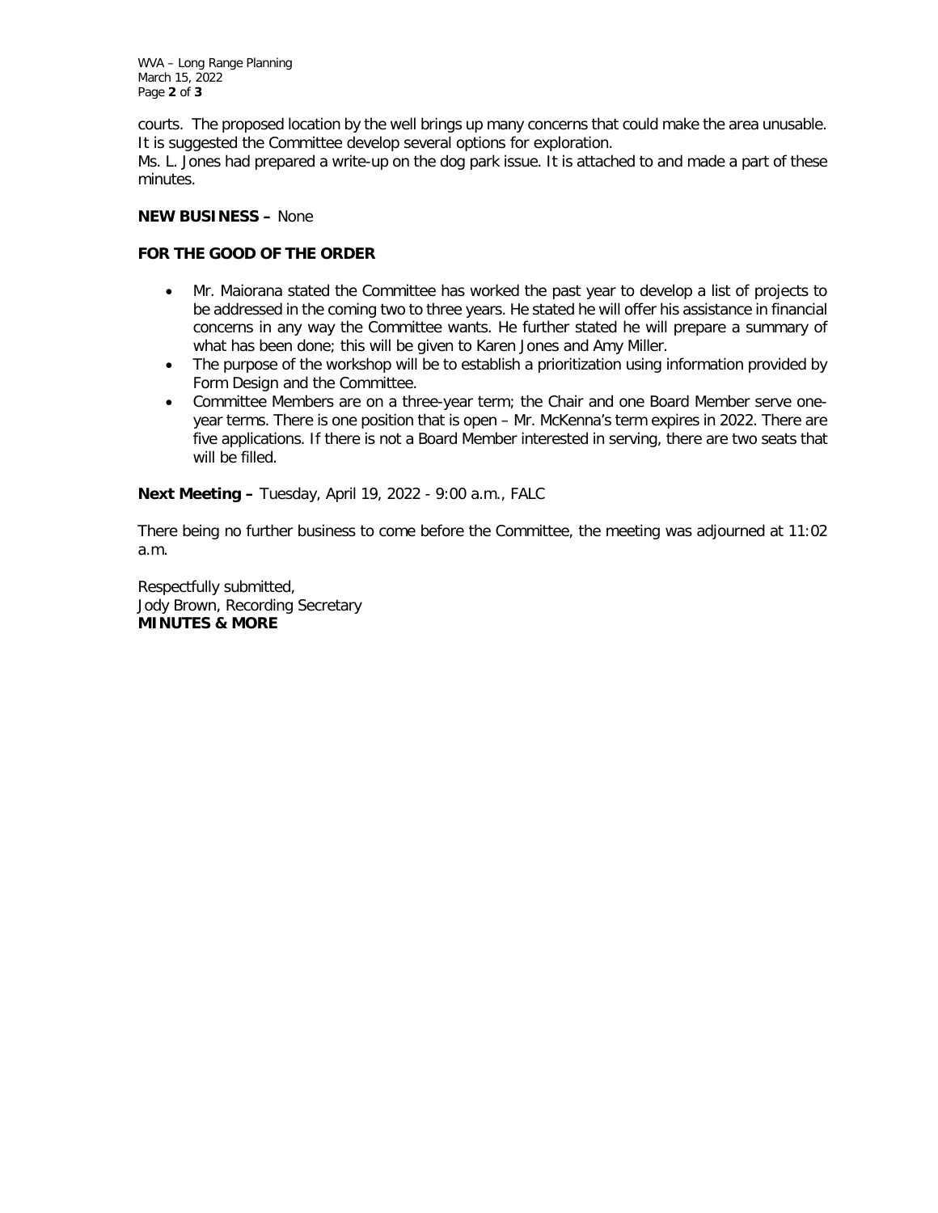courts. The proposed location by the well brings up many concerns that could make the area unusable. It is suggested the Committee develop several options for exploration.

Ms. L. Jones had prepared a write-up on the dog park issue. It is attached to and made a part of these minutes.

**NEW BUSINESS –** None

**FOR THE GOOD OF THE ORDER**

- Mr. Maiorana stated the Committee has worked the past year to develop a list of projects to be addressed in the coming two to three years. He stated he will offer his assistance in financial concerns in any way the Committee wants. He further stated he will prepare a summary of what has been done; this will be given to Karen Jones and Amy Miller.
- The purpose of the workshop will be to establish a prioritization using information provided by Form Design and the Committee.
- Committee Members are on a three-year term; the Chair and one Board Member serve one-year terms. There is one position that is open – Mr. McKenna's term expires in 2022. There are five applications. If there is not a Board Member interested in serving, there are two seats that will be filled.

**Next Meeting –** Tuesday, April 19, 2022 - 9:00 a.m., FALC

There being no further business to come before the Committee, the meeting was adjourned at 11:02 a.m.

Respectfully submitted,
Jody Brown, Recording Secretary
**MINUTES & MORE**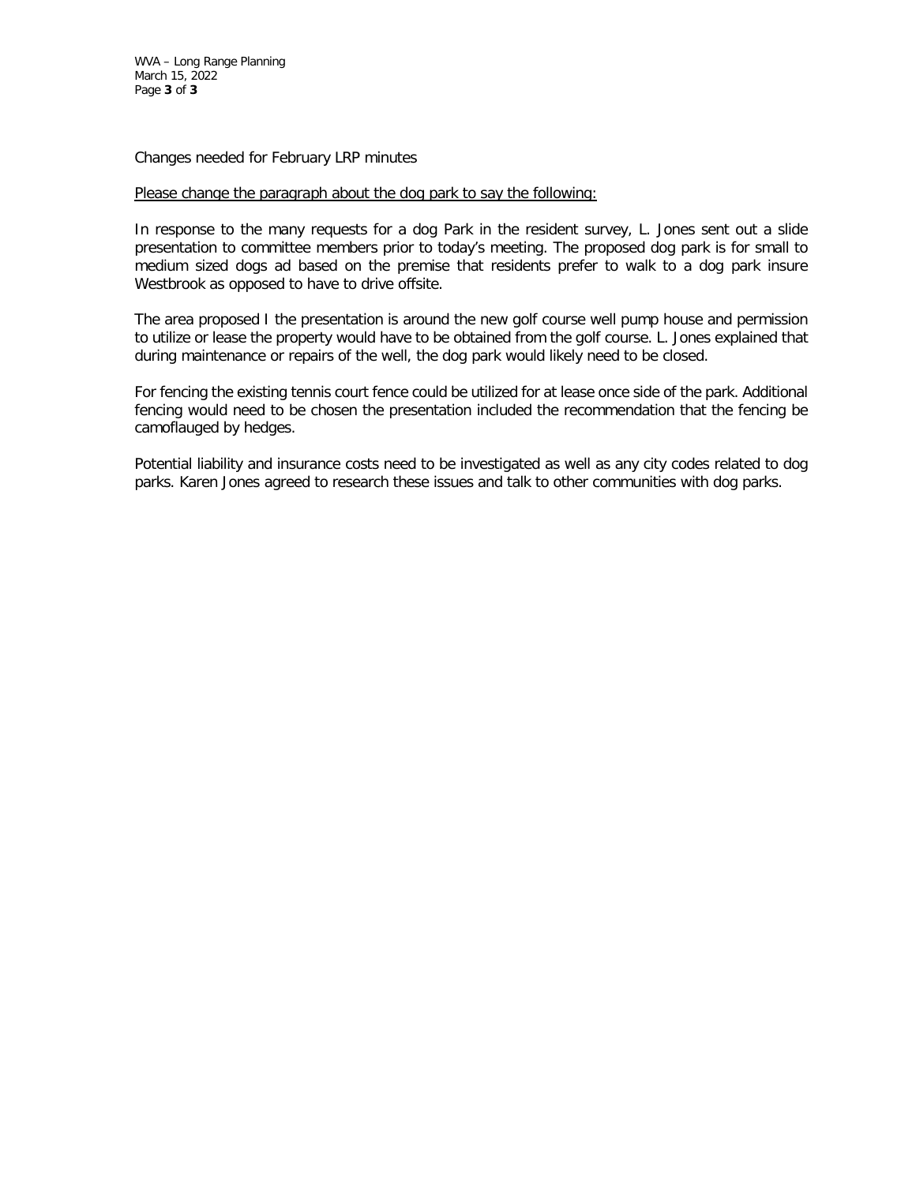Changes needed for February LRP minutes

<u>Please change the paragraph about the dog park to say the following:</u>

In response to the many requests for a dog Park in the resident survey, L. Jones sent out a slide presentation to committee members prior to today's meeting. The proposed dog park is for small to medium sized dogs ad based on the premise that residents prefer to walk to a dog park insure Westbrook as opposed to have to drive offsite.

The area proposed I the presentation is around the new golf course well pump house and permission to utilize or lease the property would have to be obtained from the golf course. L. Jones explained that during maintenance or repairs of the well, the dog park would likely need to be closed.

For fencing the existing tennis court fence could be utilized for at lease once side of the park. Additional fencing would need to be chosen the presentation included the recommendation that the fencing be camoflauged by hedges.

Potential liability and insurance costs need to be investigated as well as any city codes related to dog parks. Karen Jones agreed to research these issues and talk to other communities with dog parks.